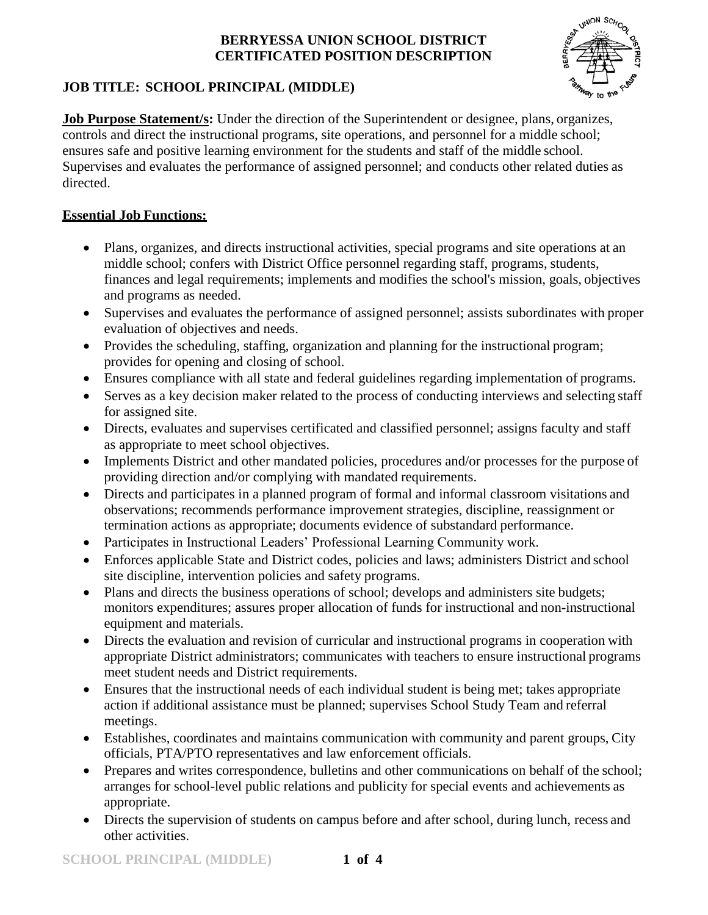**BERRYESSA UNION SCHOOL DISTRICT**
**CERTIFICATED POSITION DESCRIPTION**

# JOB TITLE: SCHOOL PRINCIPAL (MIDDLE)

**Job Purpose Statement/s:** Under the direction of the Superintendent or designee, plans, organizes, controls and direct the instructional programs, site operations, and personnel for a middle school; ensures safe and positive learning environment for the students and staff of the middle school. Supervises and evaluates the performance of assigned personnel; and conducts other related duties as directed.

## Essential Job Functions:

- Plans, organizes, and directs instructional activities, special programs and site operations at an middle school; confers with District Office personnel regarding staff, programs, students, finances and legal requirements; implements and modifies the school's mission, goals, objectives and programs as needed.
- Supervises and evaluates the performance of assigned personnel; assists subordinates with proper evaluation of objectives and needs.
- Provides the scheduling, staffing, organization and planning for the instructional program; provides for opening and closing of school.
- Ensures compliance with all state and federal guidelines regarding implementation of programs.
- Serves as a key decision maker related to the process of conducting interviews and selecting staff for assigned site.
- Directs, evaluates and supervises certificated and classified personnel; assigns faculty and staff as appropriate to meet school objectives.
- Implements District and other mandated policies, procedures and/or processes for the purpose of providing direction and/or complying with mandated requirements.
- Directs and participates in a planned program of formal and informal classroom visitations and observations; recommends performance improvement strategies, discipline, reassignment or termination actions as appropriate; documents evidence of substandard performance.
- Participates in Instructional Leaders' Professional Learning Community work.
- Enforces applicable State and District codes, policies and laws; administers District and school site discipline, intervention policies and safety programs.
- Plans and directs the business operations of school; develops and administers site budgets; monitors expenditures; assures proper allocation of funds for instructional and non-instructional equipment and materials.
- Directs the evaluation and revision of curricular and instructional programs in cooperation with appropriate District administrators; communicates with teachers to ensure instructional programs meet student needs and District requirements.
- Ensures that the instructional needs of each individual student is being met; takes appropriate action if additional assistance must be planned; supervises School Study Team and referral meetings.
- Establishes, coordinates and maintains communication with community and parent groups, City officials, PTA/PTO representatives and law enforcement officials.
- Prepares and writes correspondence, bulletins and other communications on behalf of the school; arranges for school-level public relations and publicity for special events and achievements as appropriate.
- Directs the supervision of students on campus before and after school, during lunch, recess and other activities.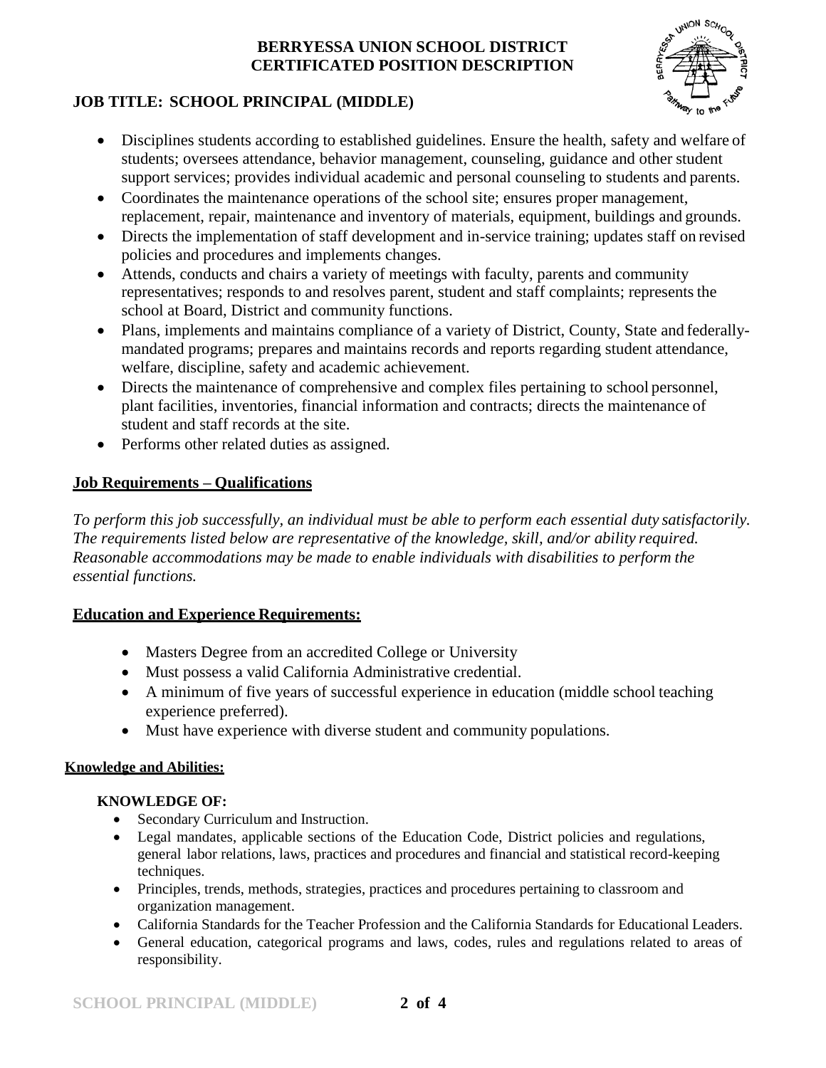- Disciplines students according to established guidelines. Ensure the health, safety and welfare of students; oversees attendance, behavior management, counseling, guidance and other student support services; provides individual academic and personal counseling to students and parents.
- Coordinates the maintenance operations of the school site; ensures proper management, replacement, repair, maintenance and inventory of materials, equipment, buildings and grounds.
- Directs the implementation of staff development and in-service training; updates staff on revised policies and procedures and implements changes.
- Attends, conducts and chairs a variety of meetings with faculty, parents and community representatives; responds to and resolves parent, student and staff complaints; represents the school at Board, District and community functions.
- Plans, implements and maintains compliance of a variety of District, County, State and federally-mandated programs; prepares and maintains records and reports regarding student attendance, welfare, discipline, safety and academic achievement.
- Directs the maintenance of comprehensive and complex files pertaining to school personnel, plant facilities, inventories, financial information and contracts; directs the maintenance of student and staff records at the site.
- Performs other related duties as assigned.

## Job Requirements – Qualifications

*To perform this job successfully, an individual must be able to perform each essential duty satisfactorily. The requirements listed below are representative of the knowledge, skill, and/or ability required. Reasonable accommodations may be made to enable individuals with disabilities to perform the essential functions.*

## Education and Experience Requirements:

- Masters Degree from an accredited College or University
- Must possess a valid California Administrative credential.
- A minimum of five years of successful experience in education (middle school teaching experience preferred).
- Must have experience with diverse student and community populations.

### Knowledge and Abilities:

**KNOWLEDGE OF:**

- Secondary Curriculum and Instruction.
- Legal mandates, applicable sections of the Education Code, District policies and regulations, general labor relations, laws, practices and procedures and financial and statistical record-keeping techniques.
- Principles, trends, methods, strategies, practices and procedures pertaining to classroom and organization management.
- California Standards for the Teacher Profession and the California Standards for Educational Leaders.
- General education, categorical programs and laws, codes, rules and regulations related to areas of responsibility.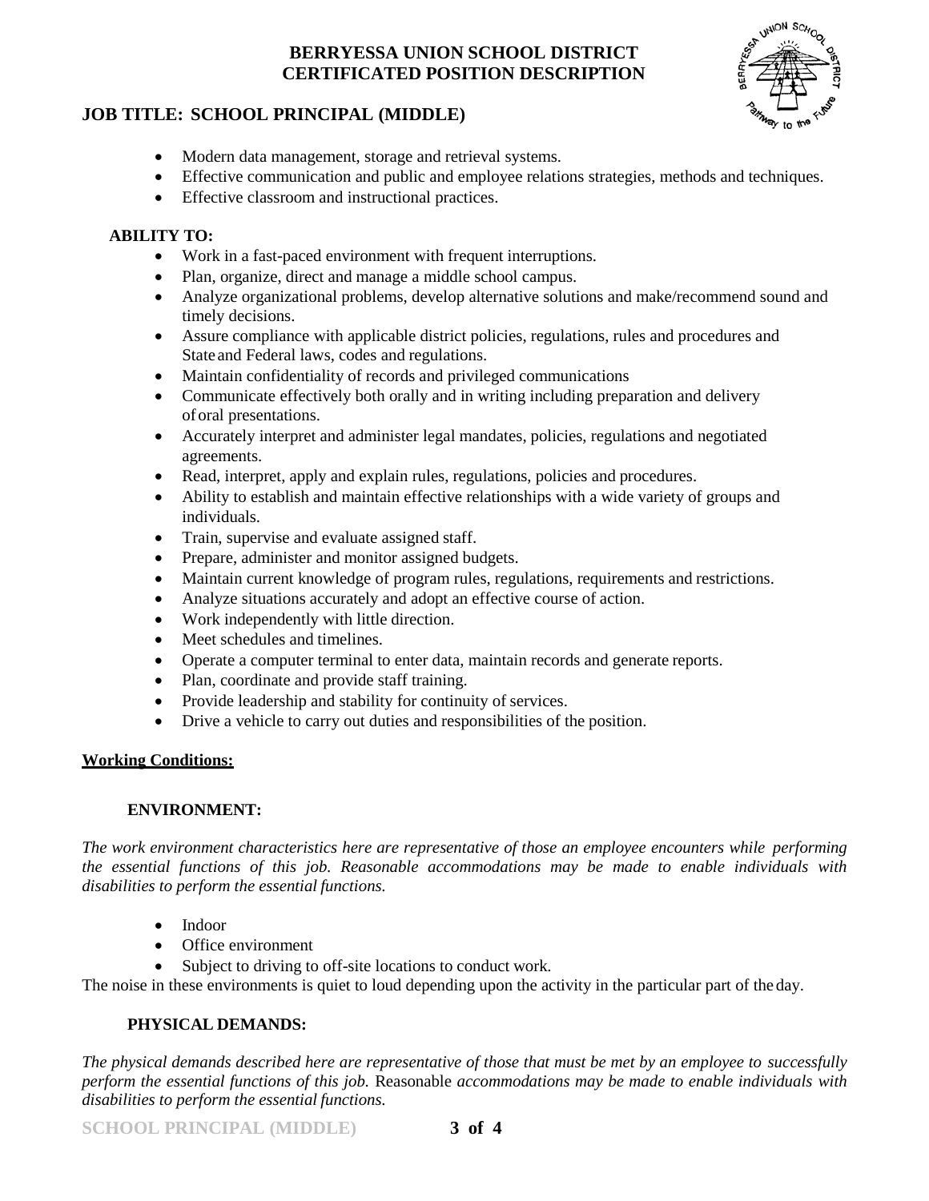- Modern data management, storage and retrieval systems.
- Effective communication and public and employee relations strategies, methods and techniques.
- Effective classroom and instructional practices.

**ABILITY TO:**

- Work in a fast-paced environment with frequent interruptions.
- Plan, organize, direct and manage a middle school campus.
- Analyze organizational problems, develop alternative solutions and make/recommend sound and timely decisions.
- Assure compliance with applicable district policies, regulations, rules and procedures and State and Federal laws, codes and regulations.
- Maintain confidentiality of records and privileged communications
- Communicate effectively both orally and in writing including preparation and delivery of oral presentations.
- Accurately interpret and administer legal mandates, policies, regulations and negotiated agreements.
- Read, interpret, apply and explain rules, regulations, policies and procedures.
- Ability to establish and maintain effective relationships with a wide variety of groups and individuals.
- Train, supervise and evaluate assigned staff.
- Prepare, administer and monitor assigned budgets.
- Maintain current knowledge of program rules, regulations, requirements and restrictions.
- Analyze situations accurately and adopt an effective course of action.
- Work independently with little direction.
- Meet schedules and timelines.
- Operate a computer terminal to enter data, maintain records and generate reports.
- Plan, coordinate and provide staff training.
- Provide leadership and stability for continuity of services.
- Drive a vehicle to carry out duties and responsibilities of the position.

## Working Conditions:

### ENVIRONMENT:

*The work environment characteristics here are representative of those an employee encounters while performing the essential functions of this job. Reasonable accommodations may be made to enable individuals with disabilities to perform the essential functions.*

- Indoor
- Office environment
- Subject to driving to off-site locations to conduct work.

The noise in these environments is quiet to loud depending upon the activity in the particular part of the day.

### PHYSICAL DEMANDS:

*The physical demands described here are representative of those that must be met by an employee to successfully perform the essential functions of this job.* Reasonable *accommodations may be made to enable individuals with disabilities to perform the essential functions.*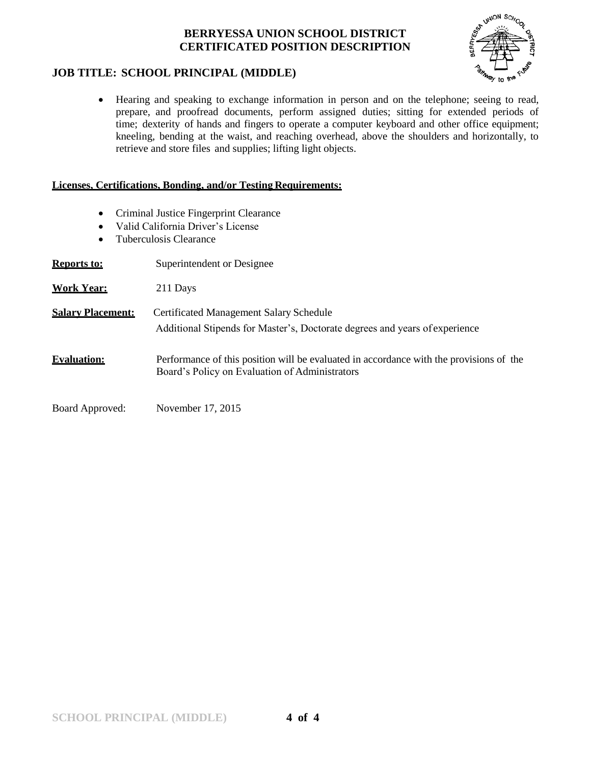- Hearing and speaking to exchange information in person and on the telephone; seeing to read, prepare, and proofread documents, perform assigned duties; sitting for extended periods of time; dexterity of hands and fingers to operate a computer keyboard and other office equipment; kneeling, bending at the waist, and reaching overhead, above the shoulders and horizontally, to retrieve and store files and supplies; lifting light objects.

**Licenses, Certifications, Bonding, and/or Testing Requirements:**

- Criminal Justice Fingerprint Clearance
- Valid California Driver's License
- Tuberculosis Clearance

**Reports to:** Superintendent or Designee

**Work Year:** 211 Days

**Salary Placement:** Certificated Management Salary Schedule
Additional Stipends for Master's, Doctorate degrees and years of experience

**Evaluation:** Performance of this position will be evaluated in accordance with the provisions of the Board's Policy on Evaluation of Administrators

Board Approved: November 17, 2015